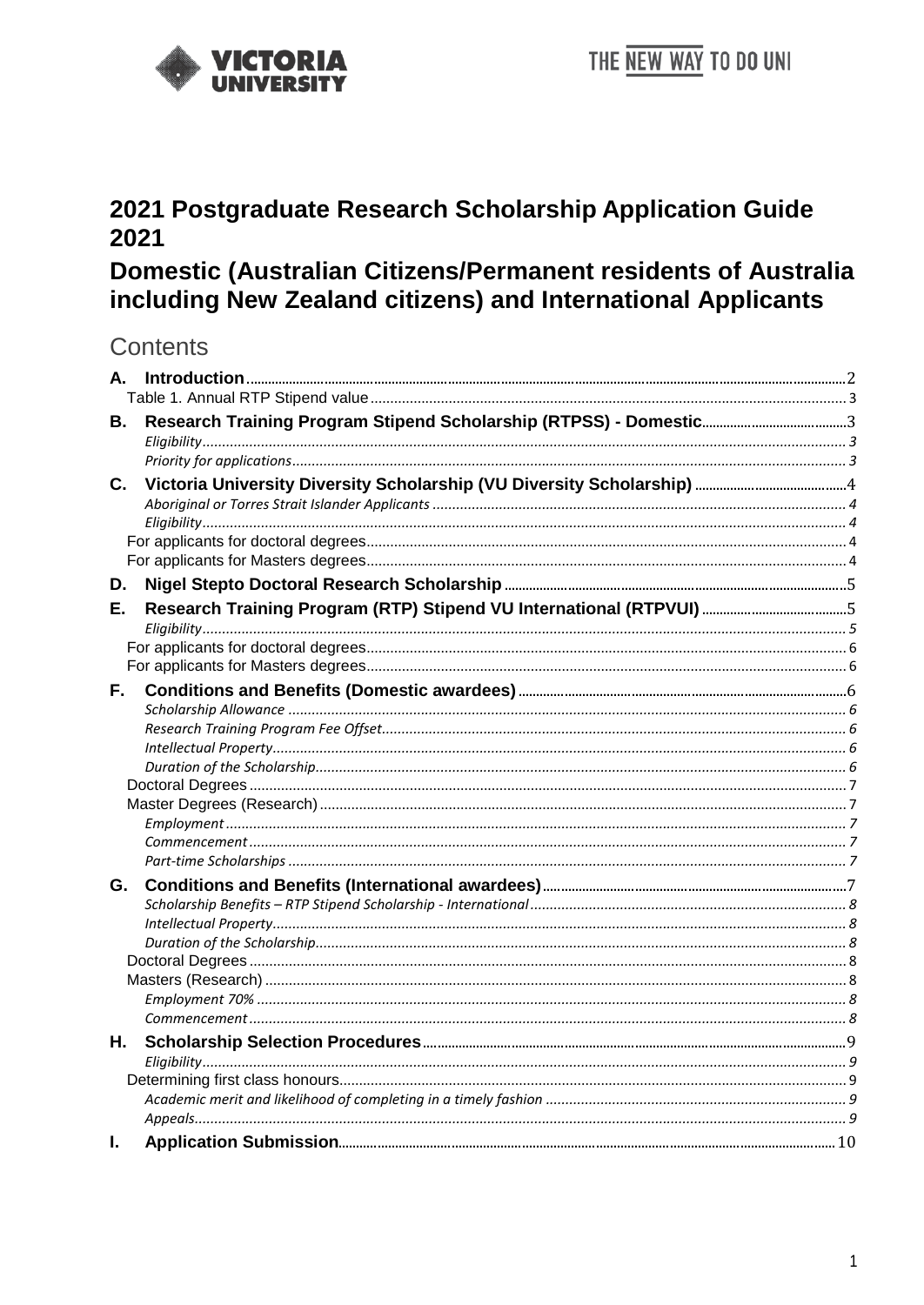# 2021 Postgraduate Research Scholarship Application Guide 2021

## Domestic (Australian Citizens/Permanent residents of Australia including New Zealand citizens) and International Applicants

## Contents

**A. Introduction** ..... 2
- Table 1. Annual RTP Stipend value ..... 3

**B. Research Training Program Stipend Scholarship (RTPSS) - Domestic** ..... 3
- *Eligibility* ..... 3
- *Priority for applications* ..... 3

**C. Victoria University Diversity Scholarship (VU Diversity Scholarship)** ..... 4
- *Aboriginal or Torres Strait Islander Applicants* ..... 4
- *Eligibility* ..... 4
- For applicants for doctoral degrees ..... 4
- For applicants for Masters degrees ..... 4

**D. Nigel Stepto Doctoral Research Scholarship** ..... 5

**E. Research Training Program (RTP) Stipend VU International (RTPVUI)** ..... 5
- *Eligibility* ..... 5
- For applicants for doctoral degrees ..... 6
- For applicants for Masters degrees ..... 6

**F. Conditions and Benefits (Domestic awardees)** ..... 6
- *Scholarship Allowance* ..... 6
- *Research Training Program Fee Offset* ..... 6
- *Intellectual Property* ..... 6
- *Duration of the Scholarship* ..... 6
- Doctoral Degrees ..... 7
- Master Degrees (Research) ..... 7
- *Employment* ..... 7
- *Commencement* ..... 7
- *Part-time Scholarships* ..... 7

**G. Conditions and Benefits (International awardees)** ..... 7
- *Scholarship Benefits – RTP Stipend Scholarship - International* ..... 8
- *Intellectual Property* ..... 8
- *Duration of the Scholarship* ..... 8
- Doctoral Degrees ..... 8
- Masters (Research) ..... 8
- *Employment 70%* ..... 8
- *Commencement* ..... 8

**H. Scholarship Selection Procedures** ..... 9
- *Eligibility* ..... 9
- Determining first class honours ..... 9
- *Academic merit and likelihood of completing in a timely fashion* ..... 9
- *Appeals* ..... 9

**I. Application Submission** ..... 10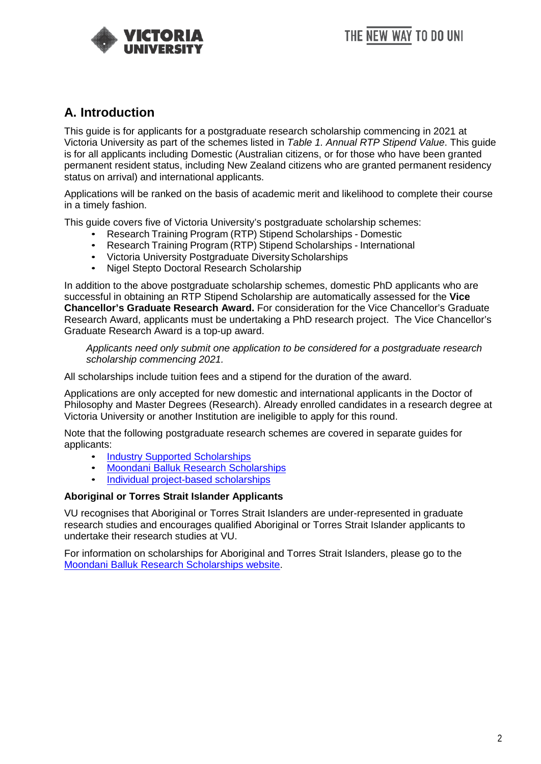## A. Introduction

This guide is for applicants for a postgraduate research scholarship commencing in 2021 at Victoria University as part of the schemes listed in *Table 1. Annual RTP Stipend Value*. This guide is for all applicants including Domestic (Australian citizens, or for those who have been granted permanent resident status, including New Zealand citizens who are granted permanent residency status on arrival) and international applicants.

Applications will be ranked on the basis of academic merit and likelihood to complete their course in a timely fashion.

This guide covers five of Victoria University's postgraduate scholarship schemes:

- Research Training Program (RTP) Stipend Scholarships - Domestic
- Research Training Program (RTP) Stipend Scholarships - International
- Victoria University Postgraduate Diversity Scholarships
- Nigel Stepto Doctoral Research Scholarship

In addition to the above postgraduate scholarship schemes, domestic PhD applicants who are successful in obtaining an RTP Stipend Scholarship are automatically assessed for the **Vice Chancellor's Graduate Research Award.** For consideration for the Vice Chancellor's Graduate Research Award, applicants must be undertaking a PhD research project. The Vice Chancellor's Graduate Research Award is a top-up award.

> *Applicants need only submit one application to be considered for a postgraduate research scholarship commencing 2021.*

All scholarships include tuition fees and a stipend for the duration of the award.

Applications are only accepted for new domestic and international applicants in the Doctor of Philosophy and Master Degrees (Research). Already enrolled candidates in a research degree at Victoria University or another Institution are ineligible to apply for this round.

Note that the following postgraduate research schemes are covered in separate guides for applicants:

- Industry Supported Scholarships
- Moondani Balluk Research Scholarships
- Individual project-based scholarships

**Aboriginal or Torres Strait Islander Applicants**

VU recognises that Aboriginal or Torres Strait Islanders are under-represented in graduate research studies and encourages qualified Aboriginal or Torres Strait Islander applicants to undertake their research studies at VU.

For information on scholarships for Aboriginal and Torres Strait Islanders, please go to the Moondani Balluk Research Scholarships website.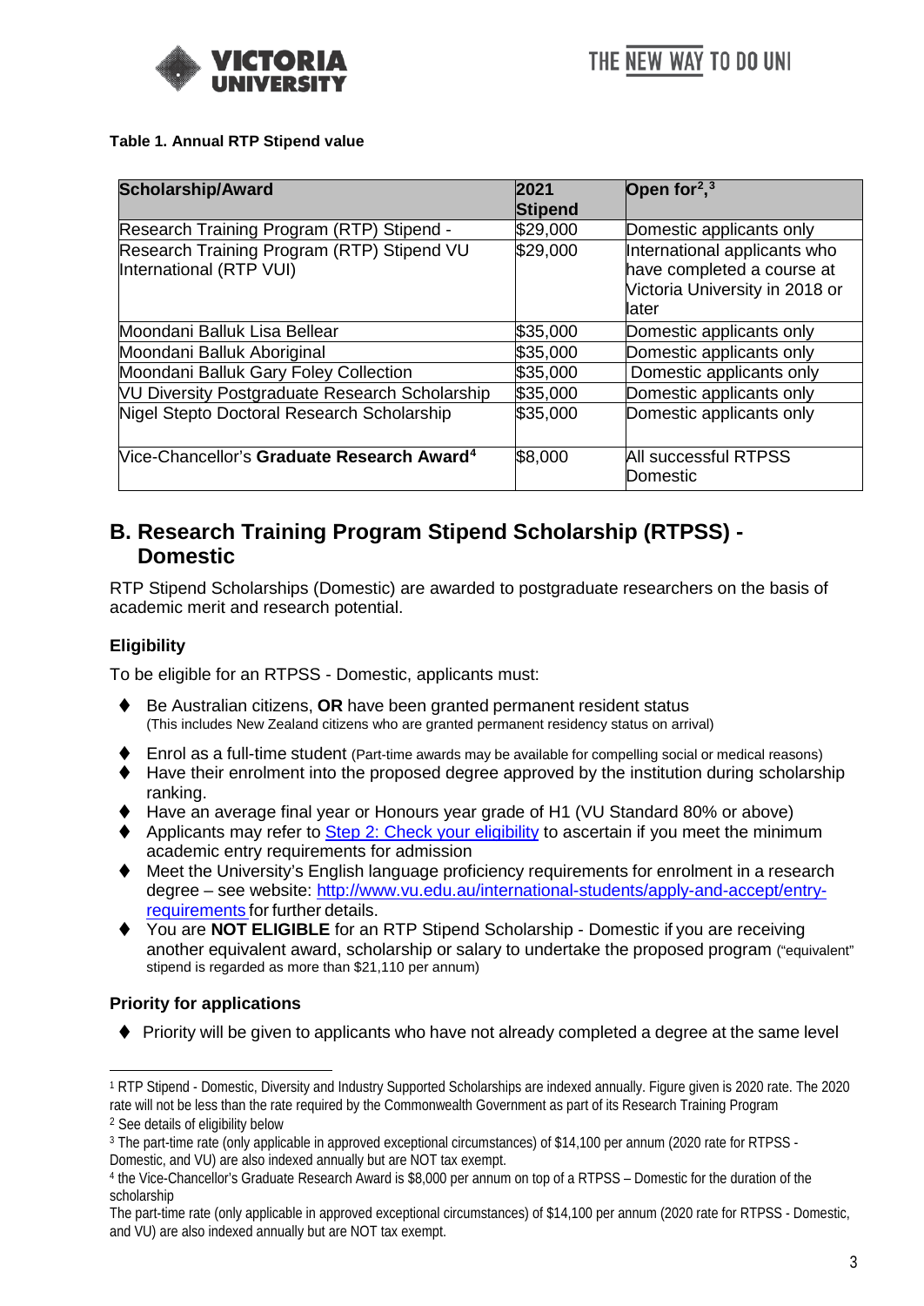**Table 1. Annual RTP Stipend value**

| Scholarship/Award | 2021 Stipend | Open for[2],[3] |
|---|---|---|
| Research Training Program (RTP) Stipend - | $29,000 | Domestic applicants only |
| Research Training Program (RTP) Stipend VU International (RTP VUI) | $29,000 | International applicants who have completed a course at Victoria University in 2018 or later |
| Moondani Balluk Lisa Bellear | $35,000 | Domestic applicants only |
| Moondani Balluk Aboriginal | $35,000 | Domestic applicants only |
| Moondani Balluk Gary Foley Collection | $35,000 | Domestic applicants only |
| VU Diversity Postgraduate Research Scholarship | $35,000 | Domestic applicants only |
| Nigel Stepto Doctoral Research Scholarship | $35,000 | Domestic applicants only |
| Vice-Chancellor's **Graduate Research Award**[4] | $8,000 | All successful RTPSS Domestic |

## B. Research Training Program Stipend Scholarship (RTPSS) - Domestic

RTP Stipend Scholarships (Domestic) are awarded to postgraduate researchers on the basis of academic merit and research potential.

### Eligibility

To be eligible for an RTPSS - Domestic, applicants must:

- Be Australian citizens, **OR** have been granted permanent resident status (This includes New Zealand citizens who are granted permanent residency status on arrival)
- Enrol as a full-time student (Part-time awards may be available for compelling social or medical reasons)
- Have their enrolment into the proposed degree approved by the institution during scholarship ranking.
- Have an average final year or Honours year grade of H1 (VU Standard 80% or above)
- Applicants may refer to [Step 2: Check your eligibility]() to ascertain if you meet the minimum academic entry requirements for admission
- Meet the University's English language proficiency requirements for enrolment in a research degree – see website: [http://www.vu.edu.au/international-students/apply-and-accept/entry-requirements](http://www.vu.edu.au/international-students/apply-and-accept/entry-requirements) for further details.
- You are **NOT ELIGIBLE** for an RTP Stipend Scholarship - Domestic if you are receiving another equivalent award, scholarship or salary to undertake the proposed program ("equivalent" stipend is regarded as more than $21,110 per annum)

### Priority for applications

- Priority will be given to applicants who have not already completed a degree at the same level

---

[1] RTP Stipend - Domestic, Diversity and Industry Supported Scholarships are indexed annually. Figure given is 2020 rate. The 2020 rate will not be less than the rate required by the Commonwealth Government as part of its Research Training Program

[2] See details of eligibility below

[3] The part-time rate (only applicable in approved exceptional circumstances) of $14,100 per annum (2020 rate for RTPSS - Domestic, and VU) are also indexed annually but are NOT tax exempt.

[4] the Vice-Chancellor's Graduate Research Award is $8,000 per annum on top of a RTPSS – Domestic for the duration of the scholarship

The part-time rate (only applicable in approved exceptional circumstances) of $14,100 per annum (2020 rate for RTPSS - Domestic, and VU) are also indexed annually but are NOT tax exempt.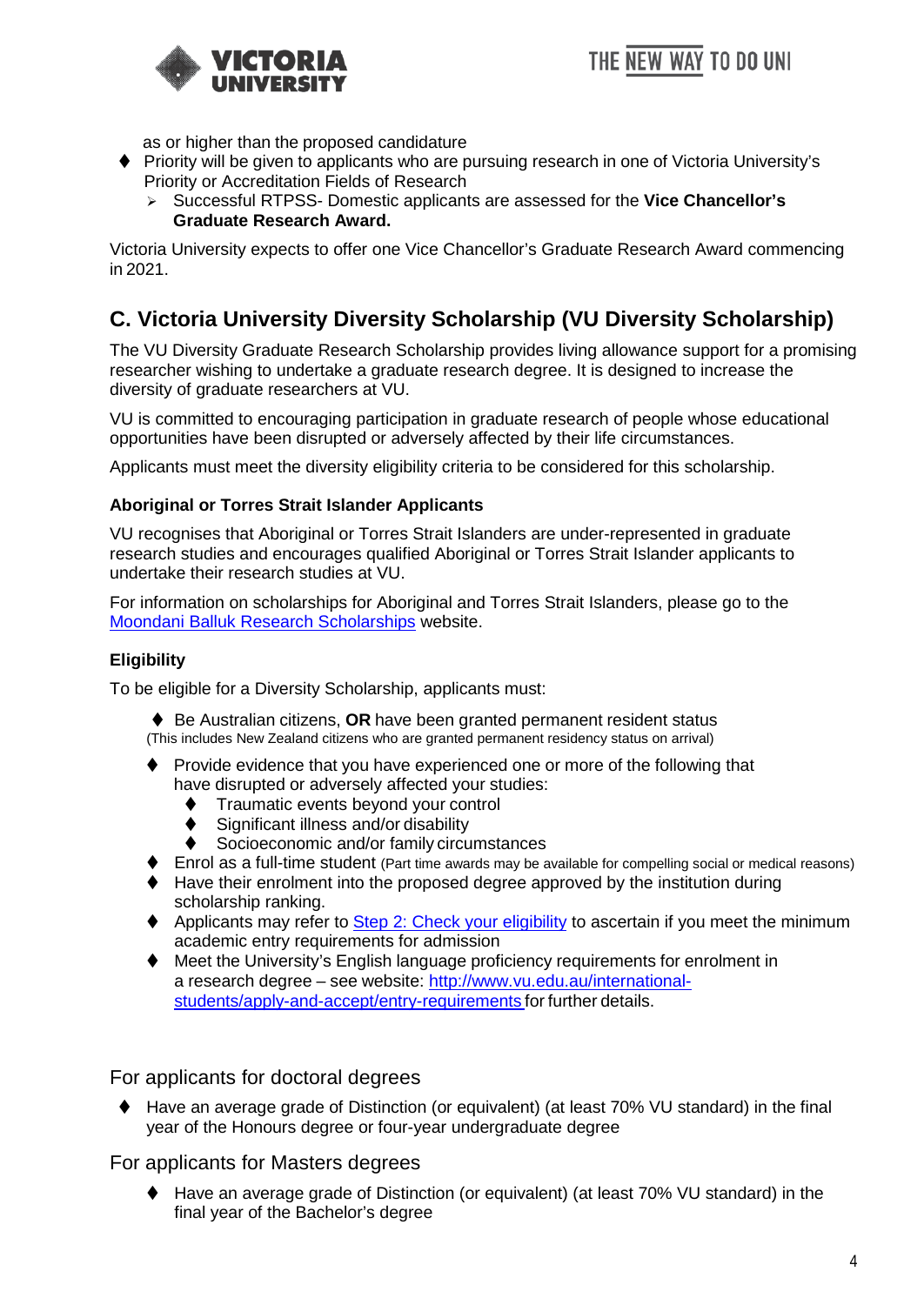as or higher than the proposed candidature

- Priority will be given to applicants who are pursuing research in one of Victoria University's Priority or Accreditation Fields of Research
  - Successful RTPSS- Domestic applicants are assessed for the **Vice Chancellor's Graduate Research Award.**

Victoria University expects to offer one Vice Chancellor's Graduate Research Award commencing in 2021.

## C. Victoria University Diversity Scholarship (VU Diversity Scholarship)

The VU Diversity Graduate Research Scholarship provides living allowance support for a promising researcher wishing to undertake a graduate research degree. It is designed to increase the diversity of graduate researchers at VU.

VU is committed to encouraging participation in graduate research of people whose educational opportunities have been disrupted or adversely affected by their life circumstances.

Applicants must meet the diversity eligibility criteria to be considered for this scholarship.

### Aboriginal or Torres Strait Islander Applicants

VU recognises that Aboriginal or Torres Strait Islanders are under-represented in graduate research studies and encourages qualified Aboriginal or Torres Strait Islander applicants to undertake their research studies at VU.

For information on scholarships for Aboriginal and Torres Strait Islanders, please go to the [Moondani Balluk Research Scholarships](Moondani Balluk Research Scholarships) website.

### Eligibility

To be eligible for a Diversity Scholarship, applicants must:

- Be Australian citizens, **OR** have been granted permanent resident status
  (This includes New Zealand citizens who are granted permanent residency status on arrival)
- Provide evidence that you have experienced one or more of the following that have disrupted or adversely affected your studies:
  - Traumatic events beyond your control
  - Significant illness and/or disability
  - Socioeconomic and/or family circumstances
- Enrol as a full-time student (Part time awards may be available for compelling social or medical reasons)
- Have their enrolment into the proposed degree approved by the institution during scholarship ranking.
- Applicants may refer to Step 2: Check your eligibility to ascertain if you meet the minimum academic entry requirements for admission
- Meet the University's English language proficiency requirements for enrolment in a research degree – see website: http://www.vu.edu.au/international-students/apply-and-accept/entry-requirements for further details.

For applicants for doctoral degrees

- Have an average grade of Distinction (or equivalent) (at least 70% VU standard) in the final year of the Honours degree or four-year undergraduate degree

For applicants for Masters degrees

- Have an average grade of Distinction (or equivalent) (at least 70% VU standard) in the final year of the Bachelor's degree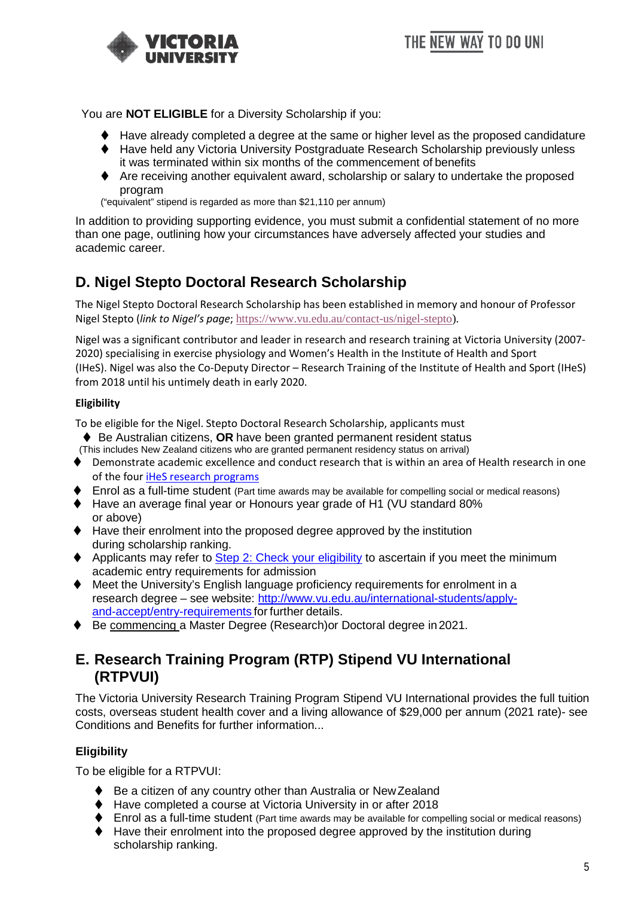You are **NOT ELIGIBLE** for a Diversity Scholarship if you:

- Have already completed a degree at the same or higher level as the proposed candidature
- Have held any Victoria University Postgraduate Research Scholarship previously unless it was terminated within six months of the commencement of benefits
- Are receiving another equivalent award, scholarship or salary to undertake the proposed program

("equivalent" stipend is regarded as more than $21,110 per annum)

In addition to providing supporting evidence, you must submit a confidential statement of no more than one page, outlining how your circumstances have adversely affected your studies and academic career.

## D. Nigel Stepto Doctoral Research Scholarship

The Nigel Stepto Doctoral Research Scholarship has been established in memory and honour of Professor Nigel Stepto (*link to Nigel's page*; https://www.vu.edu.au/contact-us/nigel-stepto).

Nigel was a significant contributor and leader in research and research training at Victoria University (2007-2020) specialising in exercise physiology and Women's Health in the Institute of Health and Sport (IHeS). Nigel was also the Co-Deputy Director – Research Training of the Institute of Health and Sport (IHeS) from 2018 until his untimely death in early 2020.

### Eligibility

To be eligible for the Nigel. Stepto Doctoral Research Scholarship, applicants must

- Be Australian citizens, **OR** have been granted permanent resident status

(This includes New Zealand citizens who are granted permanent residency status on arrival)

- Demonstrate academic excellence and conduct research that is within an area of Health research in one of the four iHeS research programs
- Enrol as a full-time student (Part time awards may be available for compelling social or medical reasons)
- Have an average final year or Honours year grade of H1 (VU standard 80% or above)
- Have their enrolment into the proposed degree approved by the institution during scholarship ranking.
- Applicants may refer to Step 2: Check your eligibility to ascertain if you meet the minimum academic entry requirements for admission
- Meet the University's English language proficiency requirements for enrolment in a research degree – see website: http://www.vu.edu.au/international-students/apply-and-accept/entry-requirements for further details.
- Be commencing a Master Degree (Research)or Doctoral degree in 2021.

## E. Research Training Program (RTP) Stipend VU International (RTPVUI)

The Victoria University Research Training Program Stipend VU International provides the full tuition costs, overseas student health cover and a living allowance of $29,000 per annum (2021 rate)- see Conditions and Benefits for further information...

### Eligibility

To be eligible for a RTPVUI:

- Be a citizen of any country other than Australia or New Zealand
- Have completed a course at Victoria University in or after 2018
- Enrol as a full-time student (Part time awards may be available for compelling social or medical reasons)
- Have their enrolment into the proposed degree approved by the institution during scholarship ranking.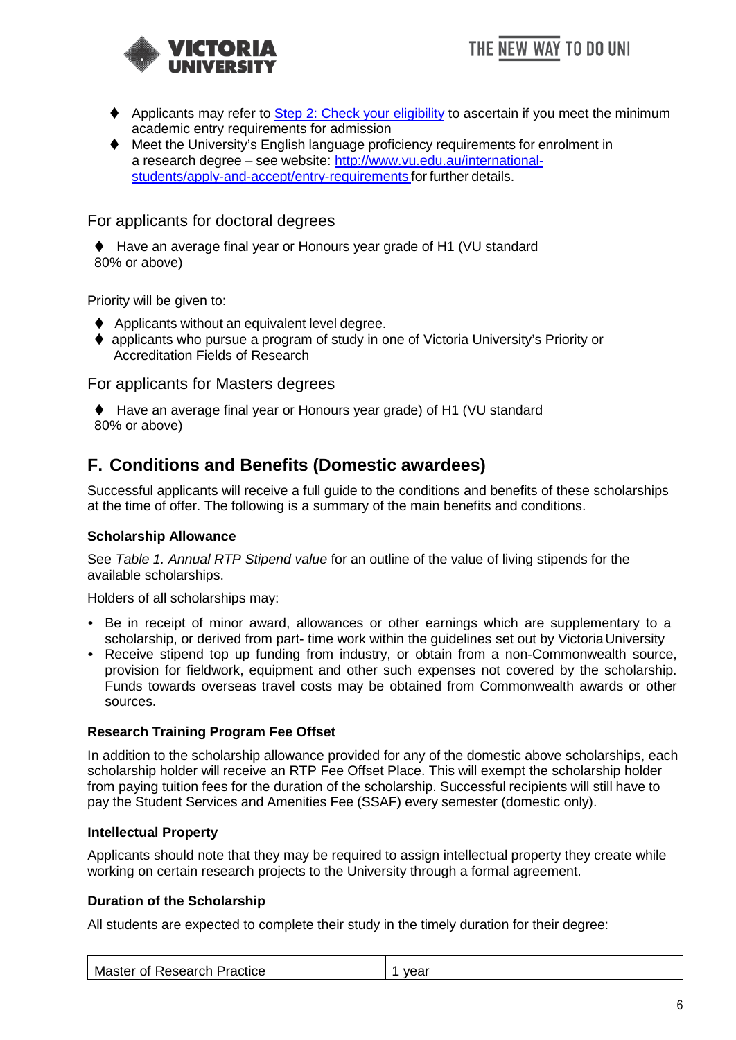- Applicants may refer to [Step 2: Check your eligibility] to ascertain if you meet the minimum academic entry requirements for admission
- Meet the University's English language proficiency requirements for enrolment in a research degree – see website: http://www.vu.edu.au/international-students/apply-and-accept/entry-requirements for further details.

### For applicants for doctoral degrees

- Have an average final year or Honours year grade of H1 (VU standard 80% or above)

Priority will be given to:

- Applicants without an equivalent level degree.
- applicants who pursue a program of study in one of Victoria University's Priority or Accreditation Fields of Research

### For applicants for Masters degrees

- Have an average final year or Honours year grade) of H1 (VU standard 80% or above)

## F. Conditions and Benefits (Domestic awardees)

Successful applicants will receive a full guide to the conditions and benefits of these scholarships at the time of offer. The following is a summary of the main benefits and conditions.

**Scholarship Allowance**

See *Table 1. Annual RTP Stipend value* for an outline of the value of living stipends for the available scholarships.

Holders of all scholarships may:

- Be in receipt of minor award, allowances or other earnings which are supplementary to a scholarship, or derived from part- time work within the guidelines set out by Victoria University
- Receive stipend top up funding from industry, or obtain from a non-Commonwealth source, provision for fieldwork, equipment and other such expenses not covered by the scholarship. Funds towards overseas travel costs may be obtained from Commonwealth awards or other sources.

**Research Training Program Fee Offset**

In addition to the scholarship allowance provided for any of the domestic above scholarships, each scholarship holder will receive an RTP Fee Offset Place. This will exempt the scholarship holder from paying tuition fees for the duration of the scholarship. Successful recipients will still have to pay the Student Services and Amenities Fee (SSAF) every semester (domestic only).

**Intellectual Property**

Applicants should note that they may be required to assign intellectual property they create while working on certain research projects to the University through a formal agreement.

**Duration of the Scholarship**

All students are expected to complete their study in the timely duration for their degree:

| Master of Research Practice | 1 year |
|---|---|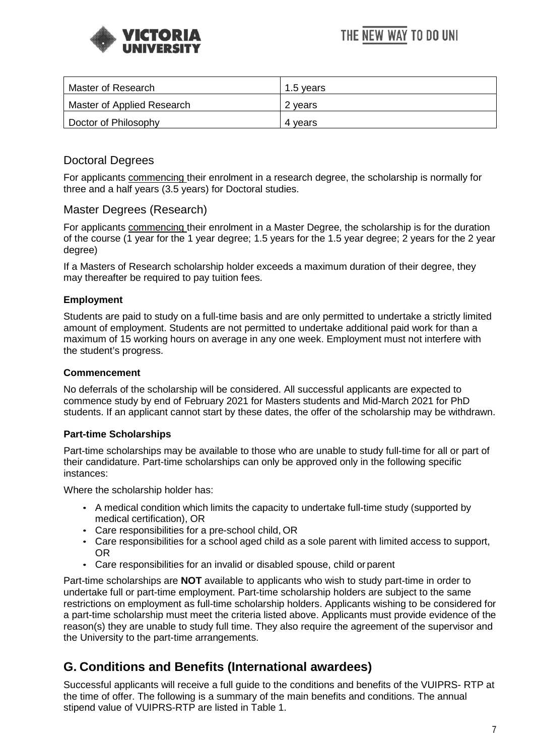| Master of Research | 1.5 years |
|---|---|
| Master of Applied Research | 2 years |
| Doctor of Philosophy | 4 years |

## Doctoral Degrees

For applicants commencing their enrolment in a research degree, the scholarship is normally for three and a half years (3.5 years) for Doctoral studies.

## Master Degrees (Research)

For applicants commencing their enrolment in a Master Degree, the scholarship is for the duration of the course (1 year for the 1 year degree; 1.5 years for the 1.5 year degree; 2 years for the 2 year degree)

If a Masters of Research scholarship holder exceeds a maximum duration of their degree, they may thereafter be required to pay tuition fees.

### Employment

Students are paid to study on a full-time basis and are only permitted to undertake a strictly limited amount of employment. Students are not permitted to undertake additional paid work for than a maximum of 15 working hours on average in any one week. Employment must not interfere with the student's progress.

### Commencement

No deferrals of the scholarship will be considered. All successful applicants are expected to commence study by end of February 2021 for Masters students and Mid-March 2021 for PhD students. If an applicant cannot start by these dates, the offer of the scholarship may be withdrawn.

### Part-time Scholarships

Part-time scholarships may be available to those who are unable to study full-time for all or part of their candidature. Part-time scholarships can only be approved only in the following specific instances:

Where the scholarship holder has:

- A medical condition which limits the capacity to undertake full-time study (supported by medical certification), OR
- Care responsibilities for a pre-school child, OR
- Care responsibilities for a school aged child as a sole parent with limited access to support, OR
- Care responsibilities for an invalid or disabled spouse, child or parent

Part-time scholarships are **NOT** available to applicants who wish to study part-time in order to undertake full or part-time employment. Part-time scholarship holders are subject to the same restrictions on employment as full-time scholarship holders. Applicants wishing to be considered for a part-time scholarship must meet the criteria listed above. Applicants must provide evidence of the reason(s) they are unable to study full time. They also require the agreement of the supervisor and the University to the part-time arrangements.

# G. Conditions and Benefits (International awardees)

Successful applicants will receive a full guide to the conditions and benefits of the VUIPRS- RTP at the time of offer. The following is a summary of the main benefits and conditions. The annual stipend value of VUIPRS-RTP are listed in Table 1.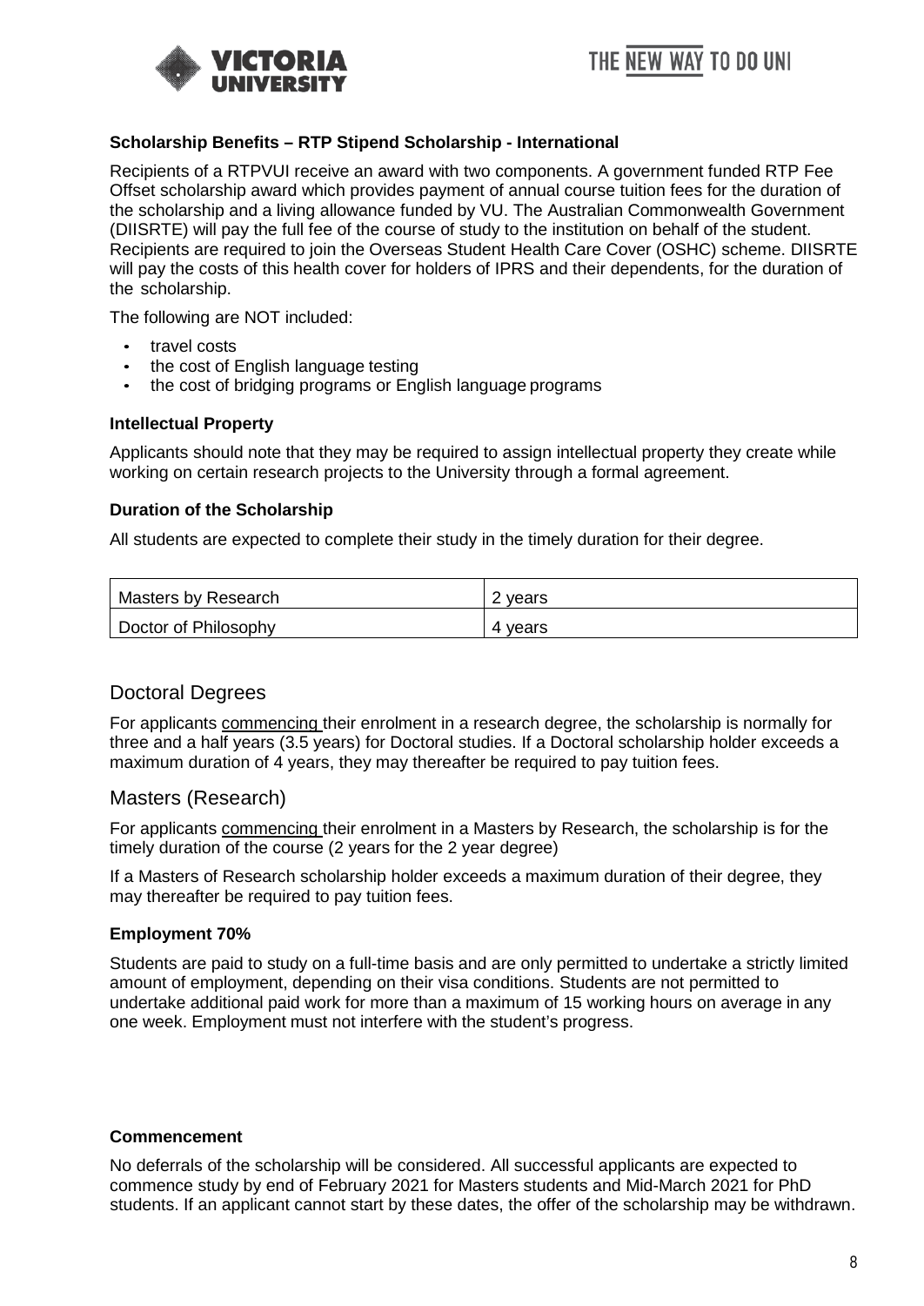### Scholarship Benefits – RTP Stipend Scholarship - International

Recipients of a RTPVUI receive an award with two components. A government funded RTP Fee Offset scholarship award which provides payment of annual course tuition fees for the duration of the scholarship and a living allowance funded by VU. The Australian Commonwealth Government (DIISRTE) will pay the full fee of the course of study to the institution on behalf of the student. Recipients are required to join the Overseas Student Health Care Cover (OSHC) scheme. DIISRTE will pay the costs of this health cover for holders of IPRS and their dependents, for the duration of the scholarship.

The following are NOT included:

- travel costs
- the cost of English language testing
- the cost of bridging programs or English language programs

### Intellectual Property

Applicants should note that they may be required to assign intellectual property they create while working on certain research projects to the University through a formal agreement.

### Duration of the Scholarship

All students are expected to complete their study in the timely duration for their degree.

| Masters by Research | 2 years |
|---|---|
| Doctor of Philosophy | 4 years |

## Doctoral Degrees

For applicants commencing their enrolment in a research degree, the scholarship is normally for three and a half years (3.5 years) for Doctoral studies. If a Doctoral scholarship holder exceeds a maximum duration of 4 years, they may thereafter be required to pay tuition fees.

## Masters (Research)

For applicants commencing their enrolment in a Masters by Research, the scholarship is for the timely duration of the course (2 years for the 2 year degree)

If a Masters of Research scholarship holder exceeds a maximum duration of their degree, they may thereafter be required to pay tuition fees.

### Employment 70%

Students are paid to study on a full-time basis and are only permitted to undertake a strictly limited amount of employment, depending on their visa conditions. Students are not permitted to undertake additional paid work for more than a maximum of 15 working hours on average in any one week. Employment must not interfere with the student's progress.

### Commencement

No deferrals of the scholarship will be considered. All successful applicants are expected to commence study by end of February 2021 for Masters students and Mid-March 2021 for PhD students. If an applicant cannot start by these dates, the offer of the scholarship may be withdrawn.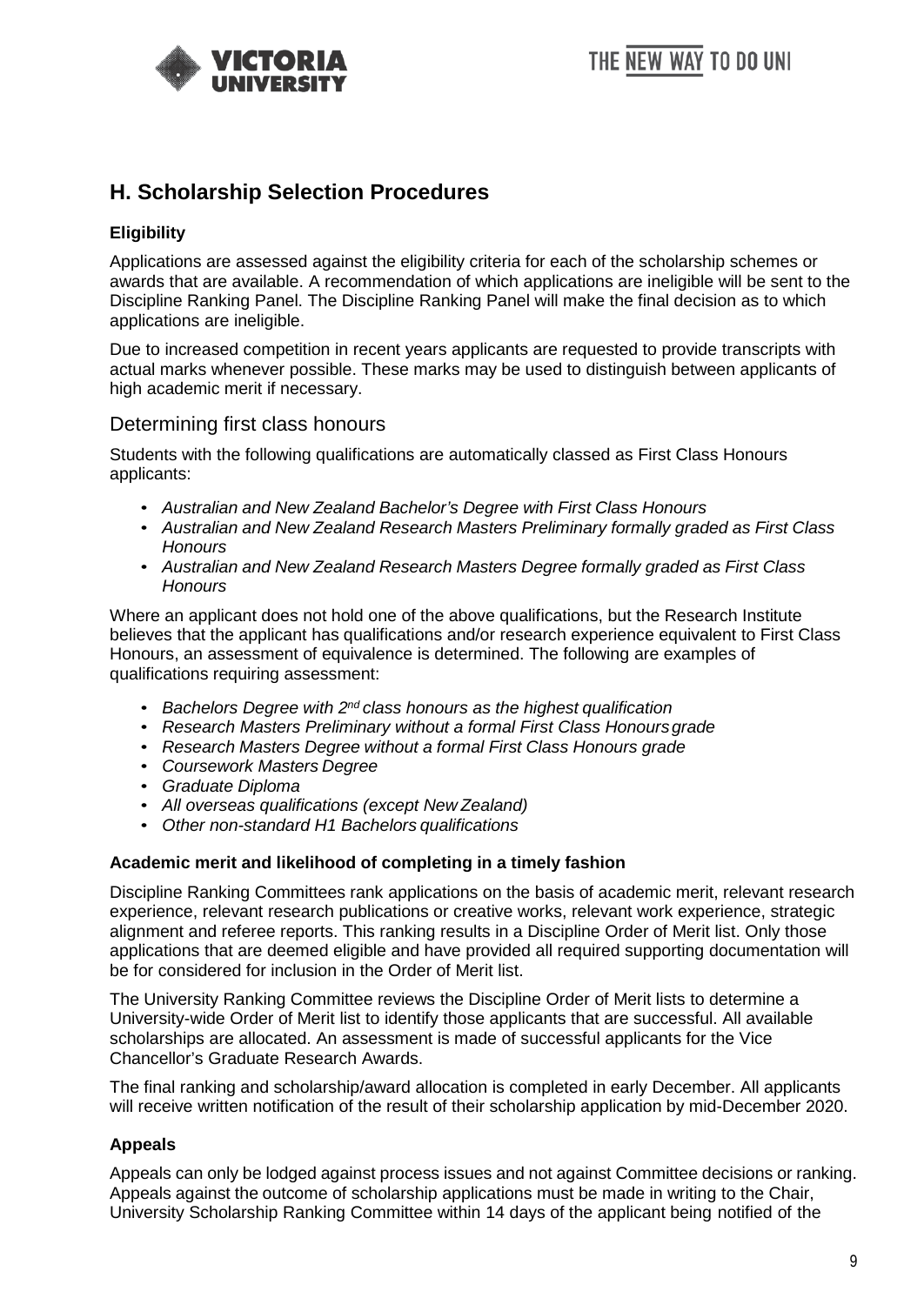## H. Scholarship Selection Procedures

### Eligibility

Applications are assessed against the eligibility criteria for each of the scholarship schemes or awards that are available. A recommendation of which applications are ineligible will be sent to the Discipline Ranking Panel. The Discipline Ranking Panel will make the final decision as to which applications are ineligible.

Due to increased competition in recent years applicants are requested to provide transcripts with actual marks whenever possible. These marks may be used to distinguish between applicants of high academic merit if necessary.

### Determining first class honours

Students with the following qualifications are automatically classed as First Class Honours applicants:

- *Australian and New Zealand Bachelor's Degree with First Class Honours*
- *Australian and New Zealand Research Masters Preliminary formally graded as First Class Honours*
- *Australian and New Zealand Research Masters Degree formally graded as First Class Honours*

Where an applicant does not hold one of the above qualifications, but the Research Institute believes that the applicant has qualifications and/or research experience equivalent to First Class Honours, an assessment of equivalence is determined. The following are examples of qualifications requiring assessment:

- *Bachelors Degree with 2nd class honours as the highest qualification*
- *Research Masters Preliminary without a formal First Class Honours grade*
- *Research Masters Degree without a formal First Class Honours grade*
- *Coursework Masters Degree*
- *Graduate Diploma*
- *All overseas qualifications (except New Zealand)*
- *Other non-standard H1 Bachelors qualifications*

### Academic merit and likelihood of completing in a timely fashion

Discipline Ranking Committees rank applications on the basis of academic merit, relevant research experience, relevant research publications or creative works, relevant work experience, strategic alignment and referee reports. This ranking results in a Discipline Order of Merit list. Only those applications that are deemed eligible and have provided all required supporting documentation will be for considered for inclusion in the Order of Merit list.

The University Ranking Committee reviews the Discipline Order of Merit lists to determine a University-wide Order of Merit list to identify those applicants that are successful. All available scholarships are allocated. An assessment is made of successful applicants for the Vice Chancellor's Graduate Research Awards.

The final ranking and scholarship/award allocation is completed in early December. All applicants will receive written notification of the result of their scholarship application by mid-December 2020.

### Appeals

Appeals can only be lodged against process issues and not against Committee decisions or ranking. Appeals against the outcome of scholarship applications must be made in writing to the Chair, University Scholarship Ranking Committee within 14 days of the applicant being notified of the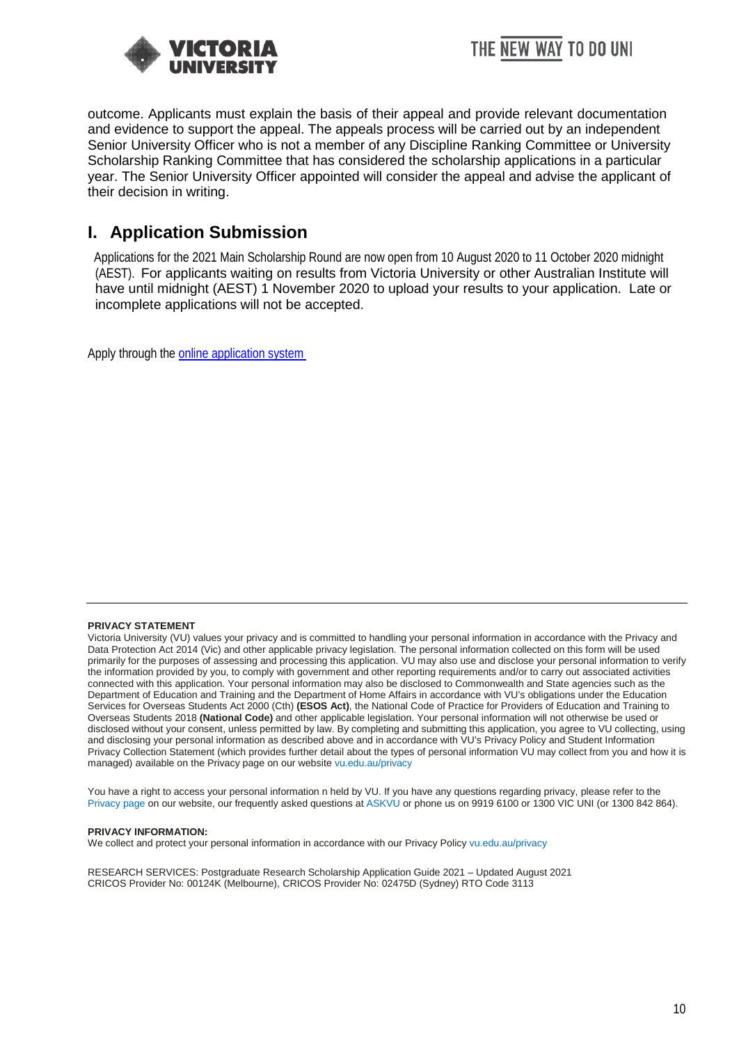outcome. Applicants must explain the basis of their appeal and provide relevant documentation and evidence to support the appeal. The appeals process will be carried out by an independent Senior University Officer who is not a member of any Discipline Ranking Committee or University Scholarship Ranking Committee that has considered the scholarship applications in a particular year. The Senior University Officer appointed will consider the appeal and advise the applicant of their decision in writing.

## I. Application Submission

Applications for the 2021 Main Scholarship Round are now open from 10 August 2020 to 11 October 2020 midnight (AEST). For applicants waiting on results from Victoria University or other Australian Institute will have until midnight (AEST) 1 November 2020 to upload your results to your application. Late or incomplete applications will not be accepted.

Apply through the online application system

---

**PRIVACY STATEMENT**

Victoria University (VU) values your privacy and is committed to handling your personal information in accordance with the Privacy and Data Protection Act 2014 (Vic) and other applicable privacy legislation. The personal information collected on this form will be used primarily for the purposes of assessing and processing this application. VU may also use and disclose your personal information to verify the information provided by you, to comply with government and other reporting requirements and/or to carry out associated activities connected with this application. Your personal information may also be disclosed to Commonwealth and State agencies such as the Department of Education and Training and the Department of Home Affairs in accordance with VU's obligations under the Education Services for Overseas Students Act 2000 (Cth) **(ESOS Act)**, the National Code of Practice for Providers of Education and Training to Overseas Students 2018 **(National Code)** and other applicable legislation. Your personal information will not otherwise be used or disclosed without your consent, unless permitted by law. By completing and submitting this application, you agree to VU collecting, using and disclosing your personal information as described above and in accordance with VU's Privacy Policy and Student Information Privacy Collection Statement (which provides further detail about the types of personal information VU may collect from you and how it is managed) available on the Privacy page on our website vu.edu.au/privacy

You have a right to access your personal information n held by VU. If you have any questions regarding privacy, please refer to the Privacy page on our website, our frequently asked questions at ASKVU or phone us on 9919 6100 or 1300 VIC UNI (or 1300 842 864).

**PRIVACY INFORMATION:**

We collect and protect your personal information in accordance with our Privacy Policy vu.edu.au/privacy

RESEARCH SERVICES: Postgraduate Research Scholarship Application Guide 2021 – Updated August 2021
CRICOS Provider No: 00124K (Melbourne), CRICOS Provider No: 02475D (Sydney) RTO Code 3113